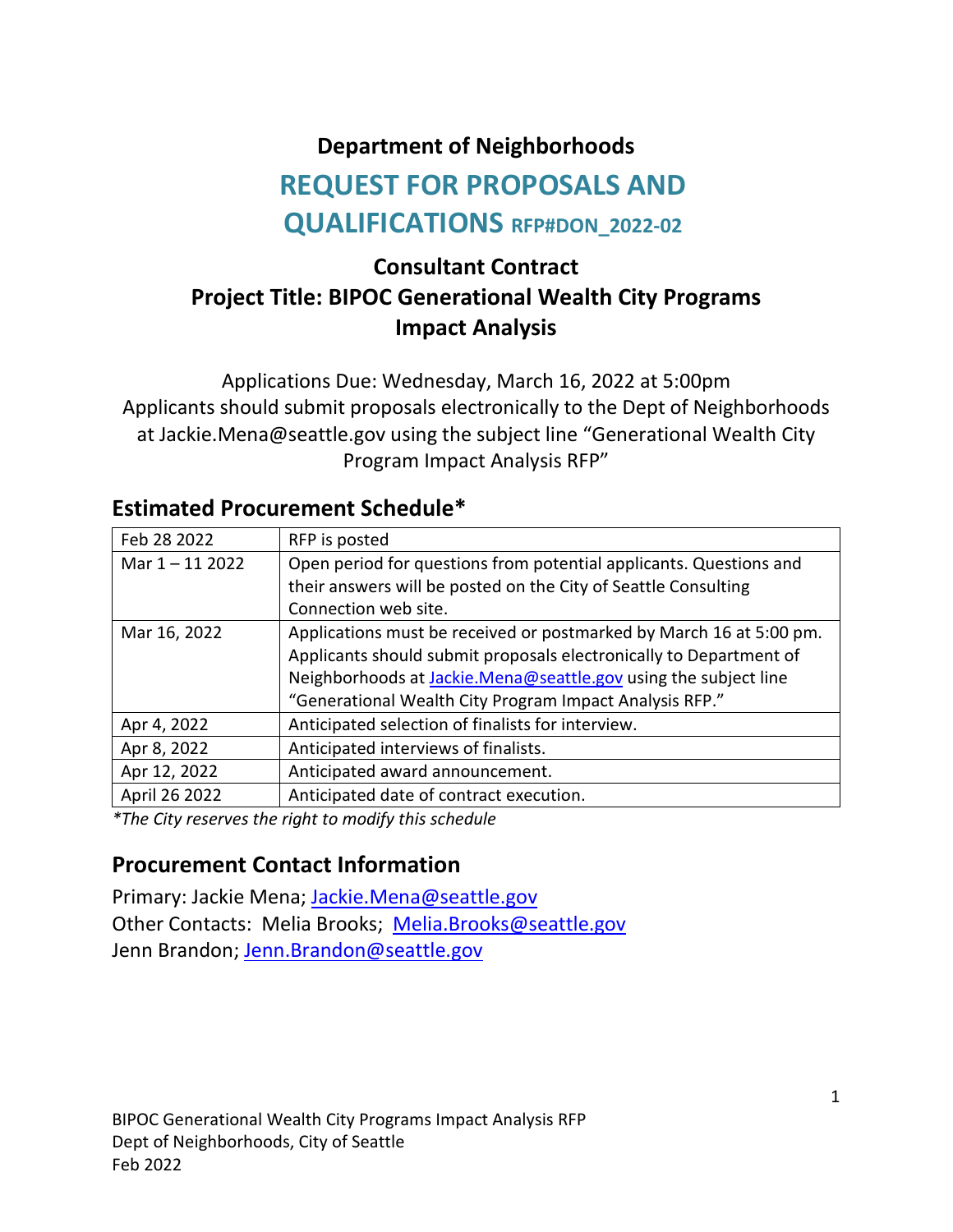# Department of Neighborhoods

# REQUEST FOR PROPOSALS AND QUALIFICATIONS RFP#DON_2022-02

## Consultant Contract
## Project Title: BIPOC Generational Wealth City Programs Impact Analysis

Applications Due: Wednesday, March 16, 2022 at 5:00pm
Applicants should submit proposals electronically to the Dept of Neighborhoods at Jackie.Mena@seattle.gov using the subject line "Generational Wealth City Program Impact Analysis RFP"

## Estimated Procurement Schedule*

| Feb 28 2022 | RFP is posted |
|---|---|
| Mar 1 – 11 2022 | Open period for questions from potential applicants. Questions and their answers will be posted on the City of Seattle Consulting Connection web site. |
| Mar 16, 2022 | Applications must be received or postmarked by March 16 at 5:00 pm. Applicants should submit proposals electronically to Department of Neighborhoods at Jackie.Mena@seattle.gov using the subject line "Generational Wealth City Program Impact Analysis RFP." |
| Apr 4, 2022 | Anticipated selection of finalists for interview. |
| Apr 8, 2022 | Anticipated interviews of finalists. |
| Apr 12, 2022 | Anticipated award announcement. |
| April 26 2022 | Anticipated date of contract execution. |

*\*The City reserves the right to modify this schedule*

## Procurement Contact Information

Primary: Jackie Mena; Jackie.Mena@seattle.gov
Other Contacts: Melia Brooks; Melia.Brooks@seattle.gov
Jenn Brandon; Jenn.Brandon@seattle.gov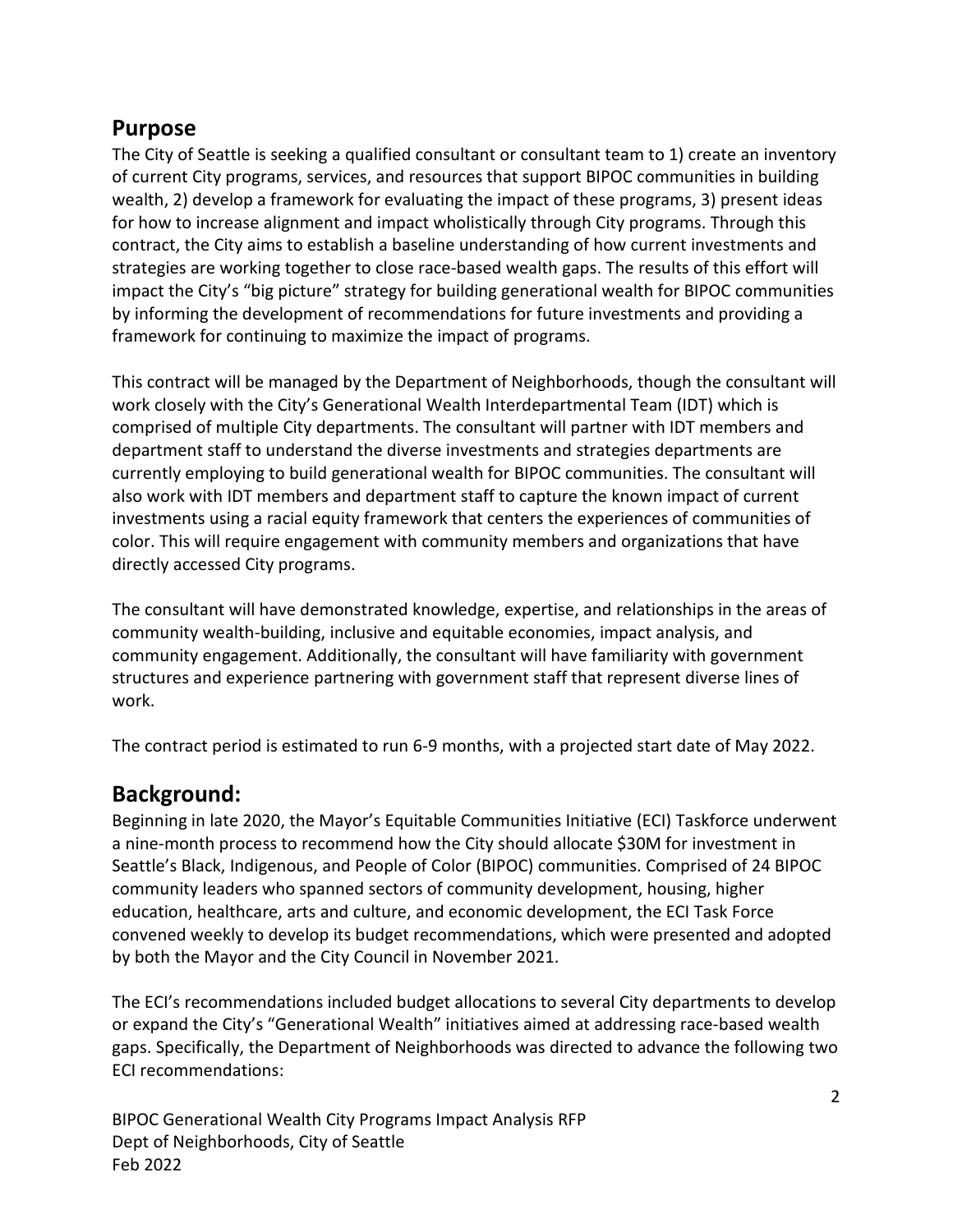## Purpose

The City of Seattle is seeking a qualified consultant or consultant team to 1) create an inventory of current City programs, services, and resources that support BIPOC communities in building wealth, 2) develop a framework for evaluating the impact of these programs, 3) present ideas for how to increase alignment and impact wholistically through City programs. Through this contract, the City aims to establish a baseline understanding of how current investments and strategies are working together to close race-based wealth gaps. The results of this effort will impact the City's "big picture" strategy for building generational wealth for BIPOC communities by informing the development of recommendations for future investments and providing a framework for continuing to maximize the impact of programs.

This contract will be managed by the Department of Neighborhoods, though the consultant will work closely with the City's Generational Wealth Interdepartmental Team (IDT) which is comprised of multiple City departments. The consultant will partner with IDT members and department staff to understand the diverse investments and strategies departments are currently employing to build generational wealth for BIPOC communities. The consultant will also work with IDT members and department staff to capture the known impact of current investments using a racial equity framework that centers the experiences of communities of color. This will require engagement with community members and organizations that have directly accessed City programs.

The consultant will have demonstrated knowledge, expertise, and relationships in the areas of community wealth-building, inclusive and equitable economies, impact analysis, and community engagement. Additionally, the consultant will have familiarity with government structures and experience partnering with government staff that represent diverse lines of work.

The contract period is estimated to run 6-9 months, with a projected start date of May 2022.

## Background:

Beginning in late 2020, the Mayor's Equitable Communities Initiative (ECI) Taskforce underwent a nine-month process to recommend how the City should allocate $30M for investment in Seattle's Black, Indigenous, and People of Color (BIPOC) communities. Comprised of 24 BIPOC community leaders who spanned sectors of community development, housing, higher education, healthcare, arts and culture, and economic development, the ECI Task Force convened weekly to develop its budget recommendations, which were presented and adopted by both the Mayor and the City Council in November 2021.

The ECI's recommendations included budget allocations to several City departments to develop or expand the City's "Generational Wealth" initiatives aimed at addressing race-based wealth gaps. Specifically, the Department of Neighborhoods was directed to advance the following two ECI recommendations: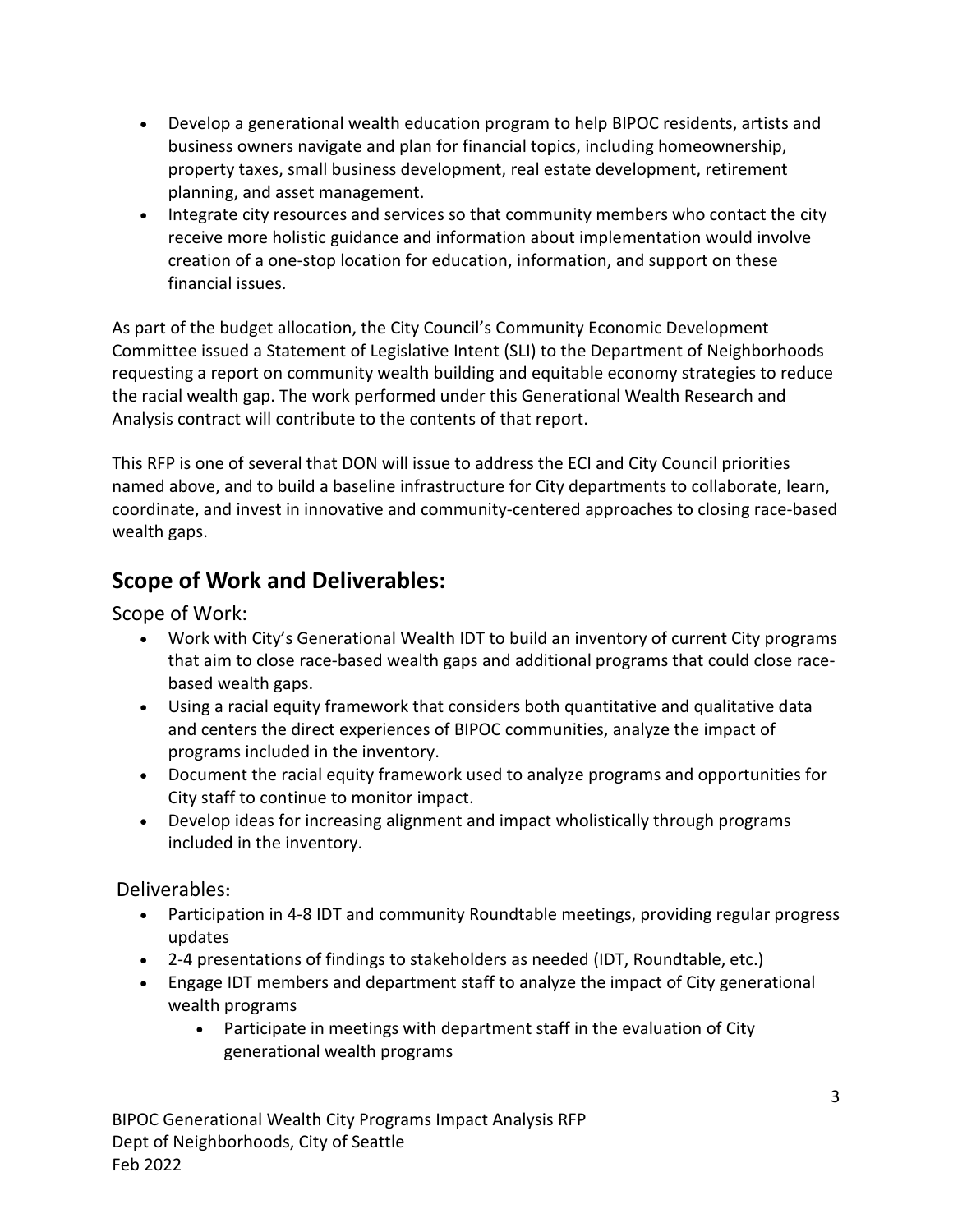- Develop a generational wealth education program to help BIPOC residents, artists and business owners navigate and plan for financial topics, including homeownership, property taxes, small business development, real estate development, retirement planning, and asset management.
- Integrate city resources and services so that community members who contact the city receive more holistic guidance and information about implementation would involve creation of a one-stop location for education, information, and support on these financial issues.

As part of the budget allocation, the City Council's Community Economic Development Committee issued a Statement of Legislative Intent (SLI) to the Department of Neighborhoods requesting a report on community wealth building and equitable economy strategies to reduce the racial wealth gap. The work performed under this Generational Wealth Research and Analysis contract will contribute to the contents of that report.

This RFP is one of several that DON will issue to address the ECI and City Council priorities named above, and to build a baseline infrastructure for City departments to collaborate, learn, coordinate, and invest in innovative and community-centered approaches to closing race-based wealth gaps.

## Scope of Work and Deliverables:

### Scope of Work:

- Work with City's Generational Wealth IDT to build an inventory of current City programs that aim to close race-based wealth gaps and additional programs that could close race-based wealth gaps.
- Using a racial equity framework that considers both quantitative and qualitative data and centers the direct experiences of BIPOC communities, analyze the impact of programs included in the inventory.
- Document the racial equity framework used to analyze programs and opportunities for City staff to continue to monitor impact.
- Develop ideas for increasing alignment and impact wholistically through programs included in the inventory.

### Deliverables:

- Participation in 4-8 IDT and community Roundtable meetings, providing regular progress updates
- 2-4 presentations of findings to stakeholders as needed (IDT, Roundtable, etc.)
- Engage IDT members and department staff to analyze the impact of City generational wealth programs
  - Participate in meetings with department staff in the evaluation of City generational wealth programs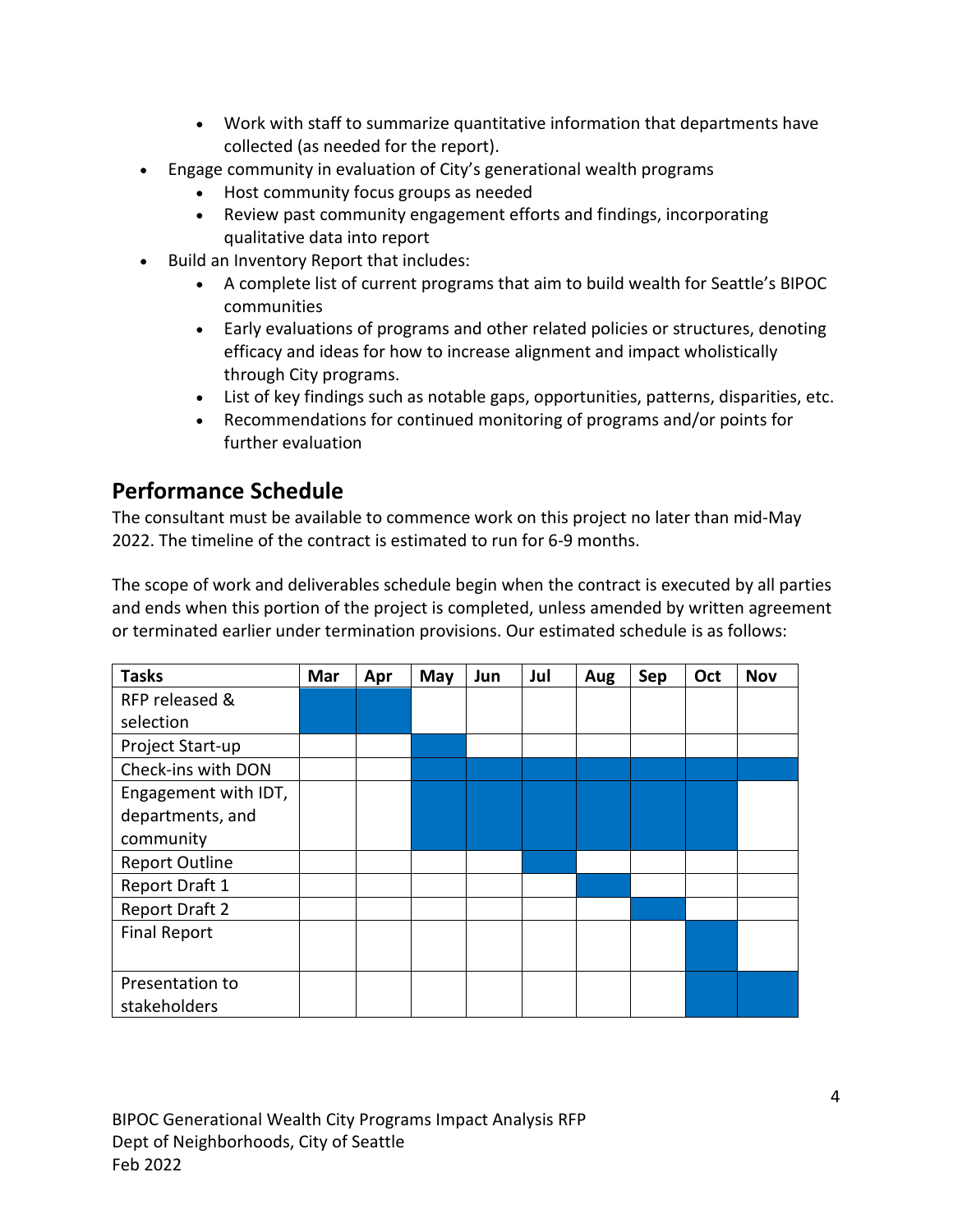- Work with staff to summarize quantitative information that departments have collected (as needed for the report).
- Engage community in evaluation of City's generational wealth programs
  - Host community focus groups as needed
  - Review past community engagement efforts and findings, incorporating qualitative data into report
- Build an Inventory Report that includes:
  - A complete list of current programs that aim to build wealth for Seattle's BIPOC communities
  - Early evaluations of programs and other related policies or structures, denoting efficacy and ideas for how to increase alignment and impact wholistically through City programs.
  - List of key findings such as notable gaps, opportunities, patterns, disparities, etc.
  - Recommendations for continued monitoring of programs and/or points for further evaluation

## Performance Schedule

The consultant must be available to commence work on this project no later than mid-May 2022. The timeline of the contract is estimated to run for 6-9 months.

The scope of work and deliverables schedule begin when the contract is executed by all parties and ends when this portion of the project is completed, unless amended by written agreement or terminated earlier under termination provisions. Our estimated schedule is as follows:

| Tasks | Mar | Apr | May | Jun | Jul | Aug | Sep | Oct | Nov |
|---|---|---|---|---|---|---|---|---|---|
| RFP released & selection | ■ | ■ | | | | | | | |
| Project Start-up | | | ■ | | | | | | |
| Check-ins with DON | | | ■ | ■ | ■ | ■ | ■ | ■ | ■ |
| Engagement with IDT, departments, and community | | | ■ | ■ | ■ | ■ | ■ | ■ | |
| Report Outline | | | | | ■ | | | | |
| Report Draft 1 | | | | | | ■ | | | |
| Report Draft 2 | | | | | | | ■ | | |
| Final Report | | | | | | | | ■ | |
| Presentation to stakeholders | | | | | | | | ■ | ■ |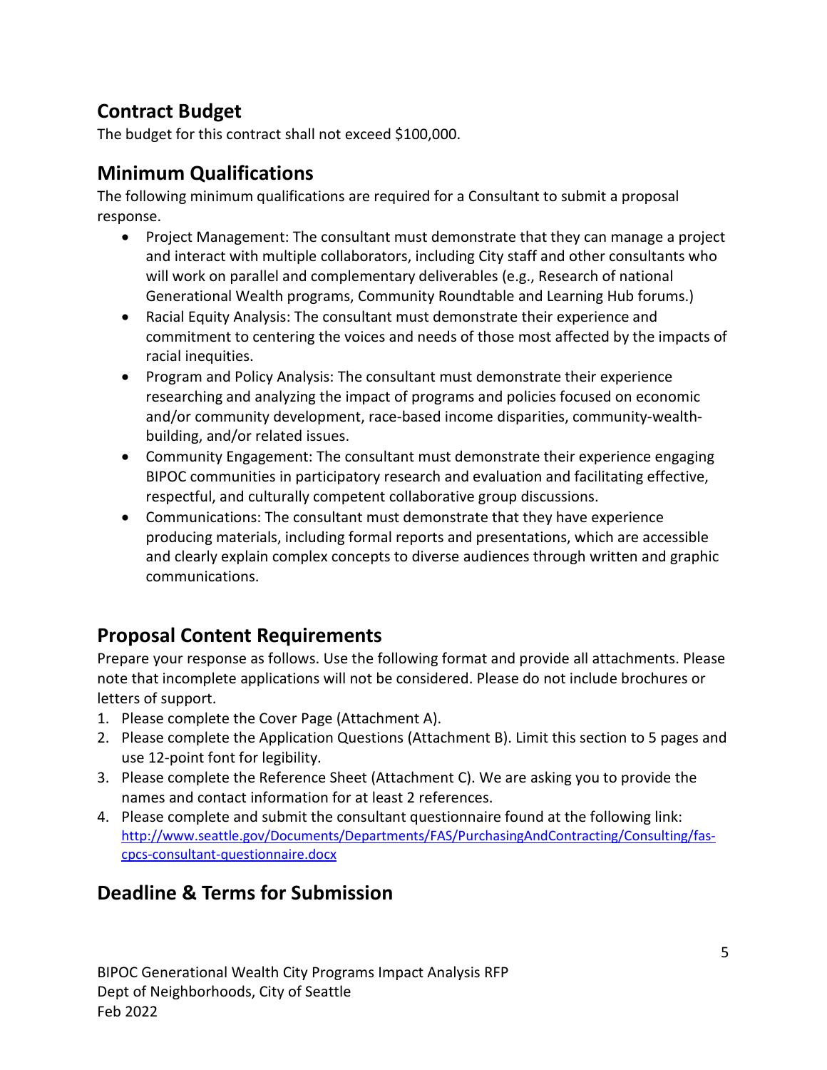## Contract Budget

The budget for this contract shall not exceed $100,000.

## Minimum Qualifications

The following minimum qualifications are required for a Consultant to submit a proposal response.

- Project Management: The consultant must demonstrate that they can manage a project and interact with multiple collaborators, including City staff and other consultants who will work on parallel and complementary deliverables (e.g., Research of national Generational Wealth programs, Community Roundtable and Learning Hub forums.)
- Racial Equity Analysis: The consultant must demonstrate their experience and commitment to centering the voices and needs of those most affected by the impacts of racial inequities.
- Program and Policy Analysis: The consultant must demonstrate their experience researching and analyzing the impact of programs and policies focused on economic and/or community development, race-based income disparities, community-wealth-building, and/or related issues.
- Community Engagement: The consultant must demonstrate their experience engaging BIPOC communities in participatory research and evaluation and facilitating effective, respectful, and culturally competent collaborative group discussions.
- Communications: The consultant must demonstrate that they have experience producing materials, including formal reports and presentations, which are accessible and clearly explain complex concepts to diverse audiences through written and graphic communications.

## Proposal Content Requirements

Prepare your response as follows. Use the following format and provide all attachments. Please note that incomplete applications will not be considered. Please do not include brochures or letters of support.

1. Please complete the Cover Page (Attachment A).
2. Please complete the Application Questions (Attachment B). Limit this section to 5 pages and use 12-point font for legibility.
3. Please complete the Reference Sheet (Attachment C). We are asking you to provide the names and contact information for at least 2 references.
4. Please complete and submit the consultant questionnaire found at the following link: http://www.seattle.gov/Documents/Departments/FAS/PurchasingAndContracting/Consulting/fas-cpcs-consultant-questionnaire.docx

## Deadline & Terms for Submission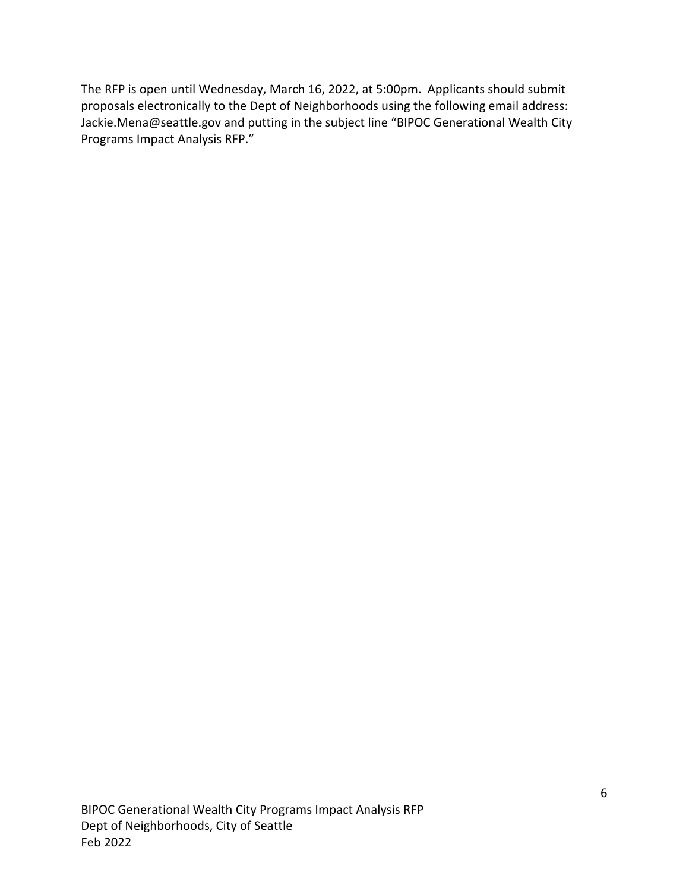The RFP is open until Wednesday, March 16, 2022, at 5:00pm. Applicants should submit proposals electronically to the Dept of Neighborhoods using the following email address: Jackie.Mena@seattle.gov and putting in the subject line "BIPOC Generational Wealth City Programs Impact Analysis RFP."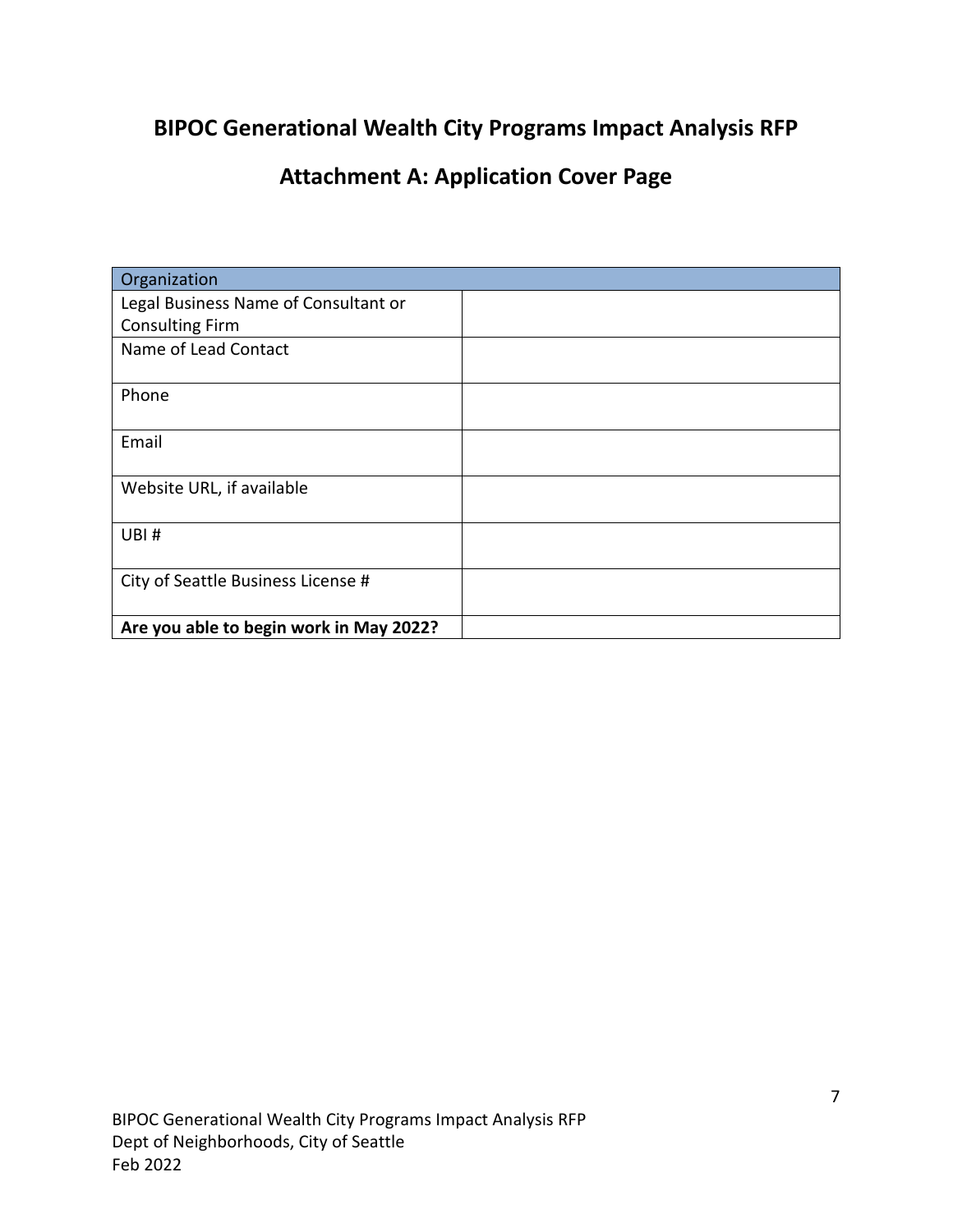# BIPOC Generational Wealth City Programs Impact Analysis RFP

## Attachment A: Application Cover Page

| Organization | |
|---|---|
| Legal Business Name of Consultant or Consulting Firm | |
| Name of Lead Contact | |
| Phone | |
| Email | |
| Website URL, if available | |
| UBI # | |
| City of Seattle Business License # | |
| **Are you able to begin work in May 2022?** | |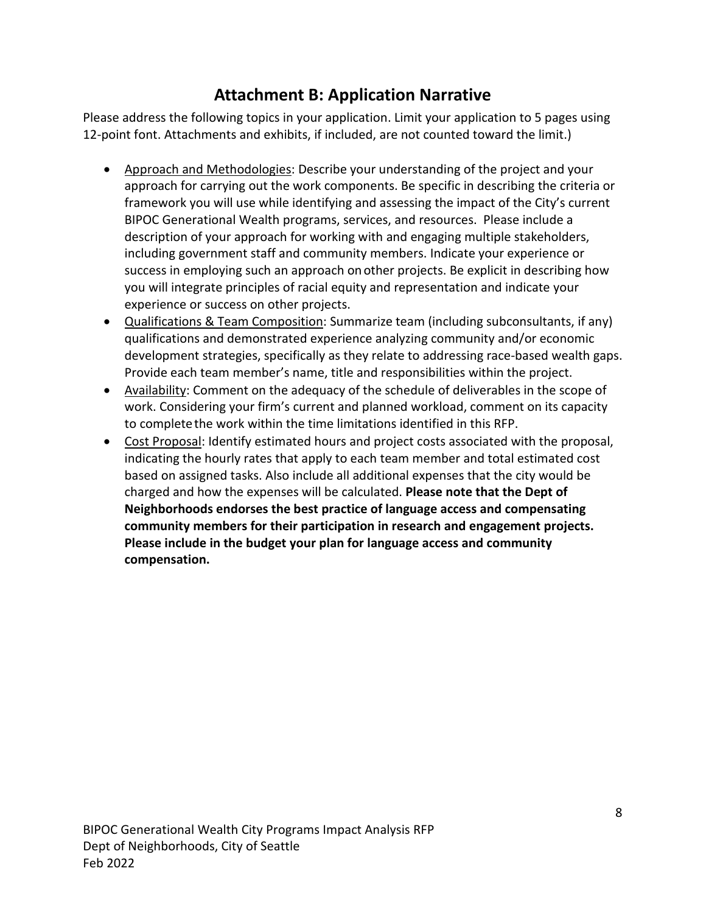## Attachment B: Application Narrative

Please address the following topics in your application. Limit your application to 5 pages using 12-point font. Attachments and exhibits, if included, are not counted toward the limit.)

- Approach and Methodologies: Describe your understanding of the project and your approach for carrying out the work components. Be specific in describing the criteria or framework you will use while identifying and assessing the impact of the City's current BIPOC Generational Wealth programs, services, and resources. Please include a description of your approach for working with and engaging multiple stakeholders, including government staff and community members. Indicate your experience or success in employing such an approach on other projects. Be explicit in describing how you will integrate principles of racial equity and representation and indicate your experience or success on other projects.
- Qualifications & Team Composition: Summarize team (including subconsultants, if any) qualifications and demonstrated experience analyzing community and/or economic development strategies, specifically as they relate to addressing race-based wealth gaps. Provide each team member's name, title and responsibilities within the project.
- Availability: Comment on the adequacy of the schedule of deliverables in the scope of work. Considering your firm's current and planned workload, comment on its capacity to complete the work within the time limitations identified in this RFP.
- Cost Proposal: Identify estimated hours and project costs associated with the proposal, indicating the hourly rates that apply to each team member and total estimated cost based on assigned tasks. Also include all additional expenses that the city would be charged and how the expenses will be calculated. **Please note that the Dept of Neighborhoods endorses the best practice of language access and compensating community members for their participation in research and engagement projects. Please include in the budget your plan for language access and community compensation.**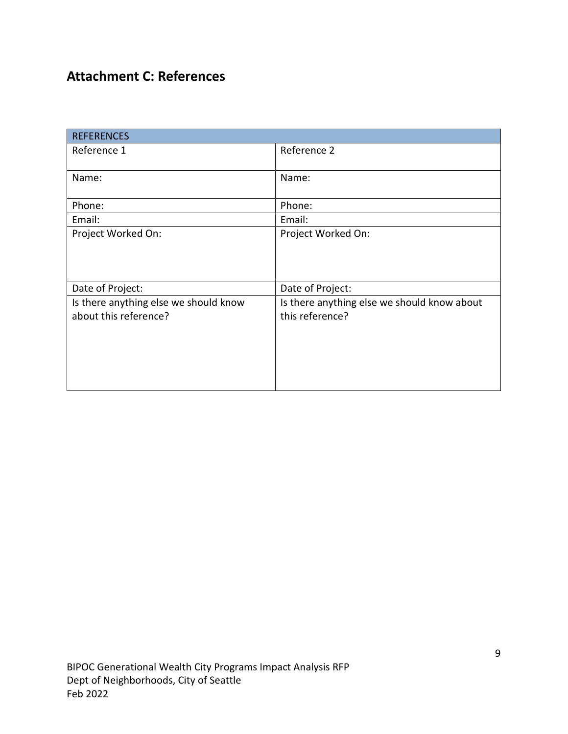## Attachment C: References

| REFERENCES | |
|---|---|
| Reference 1 | Reference 2 |
| Name: | Name: |
| Phone: | Phone: |
| Email: | Email: |
| Project Worked On: | Project Worked On: |
| Date of Project: | Date of Project: |
| Is there anything else we should know about this reference? | Is there anything else we should know about this reference? |

BIPOC Generational Wealth City Programs Impact Analysis RFP
Dept of Neighborhoods, City of Seattle
Feb 2022